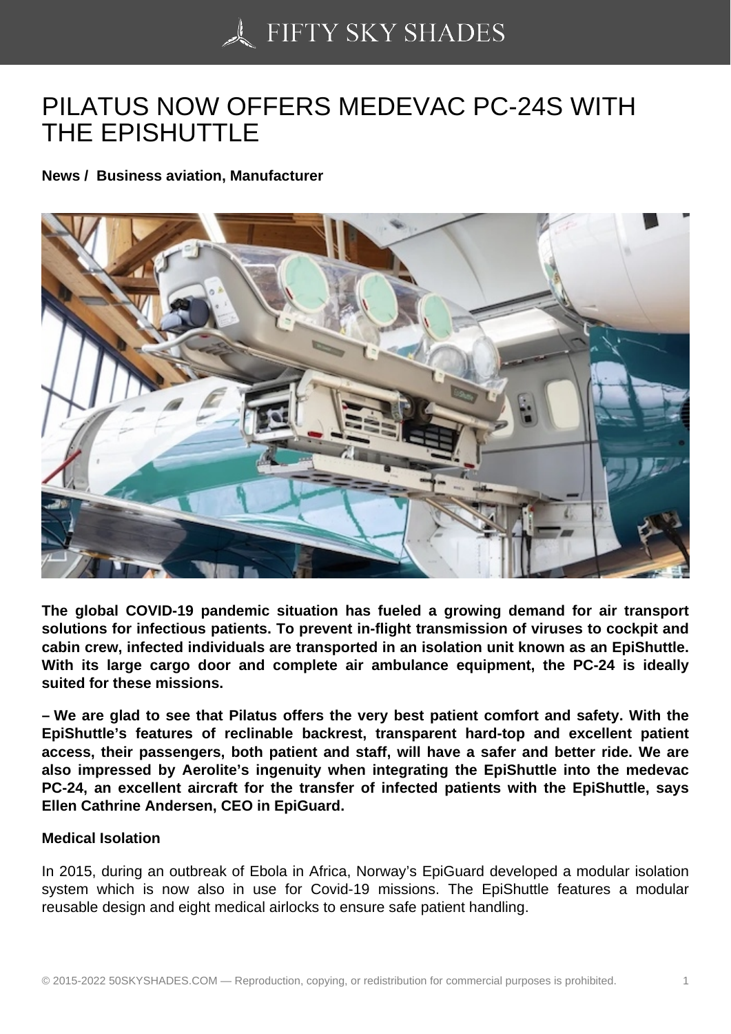# PILATUS NOW OFFERS MEDEVAC PC-24S WITH THE EPISHUTTLE

**News / Business aviation, Manufacturer**

**The global COVID-19 pandemic situation has fueled a growing demand for air transport solutions for infectious patients. To prevent in-flight transmission of viruses to cockpit and cabin crew, infected individuals are transported in an isolation unit known as an EpiShuttle. With its large cargo door and complete air ambulance equipment, the PC-24 is ideally suited for these missions.**

**– We are glad to see that Pilatus offers the very best patient comfort and safety. With the EpiShuttle's features of reclinable backrest, transparent hard-top and excellent patient access, their passengers, both patient and staff, will have a safer and better ride. We are also impressed by Aerolite's ingenuity when integrating the EpiShuttle into the medevac PC-24, an excellent aircraft for the transfer of infected patients with the EpiShuttle, says Ellen Cathrine Andersen, CEO in EpiGuard.**

**Medical Isolation**

In 2015, during an outbreak of Ebola in Africa, Norway's EpiGuard developed a modular isolation system which is now also in use for Covid-19 missions. The EpiShuttle features a modular reusable design and eight medical airlocks to ensure safe patient handling.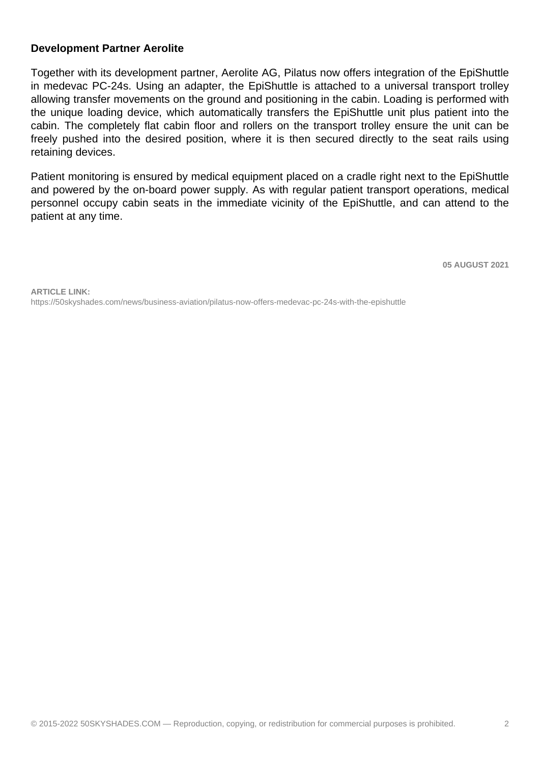## Development Partner Aerolite

Together with its development partner, Aerolite AG, Pilatus now offers integration of the EpiShuttle in medevac PC-24s. Using an adapter, the EpiShuttle is attached to a universal transport trolley allowing transfer movements on the ground and positioning in the cabin. Loading is performed with the unique loading device, which automatically transfers the EpiShuttle unit plus patient into the cabin. The completely flat cabin floor and rollers on the transport trolley ensure the unit can be freely pushed into the desired position, where it is then secured directly to the seat rails using retaining devices.

Patient monitoring is ensured by medical equipment placed on a cradle right next to the EpiShuttle and powered by the on-board power supply. As with regular patient transport operations, medical personnel occupy cabin seats in the immediate vicinity of the EpiShuttle, and can attend to the patient at any time.

**05 AUGUST 2021**

**ARTICLE LINK:**
https://50skyshades.com/news/business-aviation/pilatus-now-offers-medevac-pc-24s-with-the-epishuttle